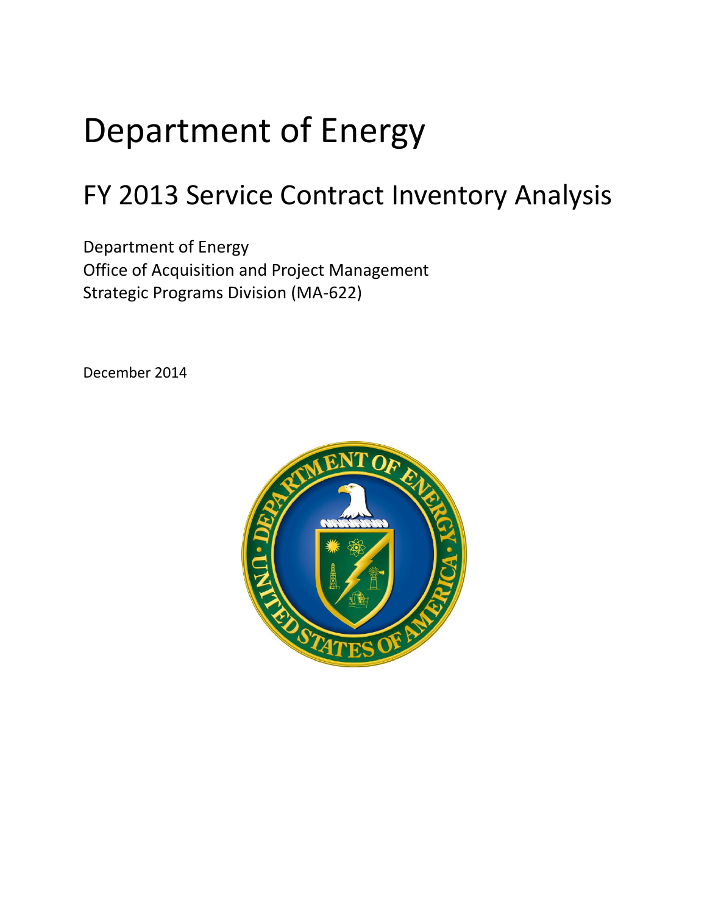# Department of Energy

## FY 2013 Service Contract Inventory Analysis

Department of Energy
Office of Acquisition and Project Management
Strategic Programs Division (MA-622)

December 2014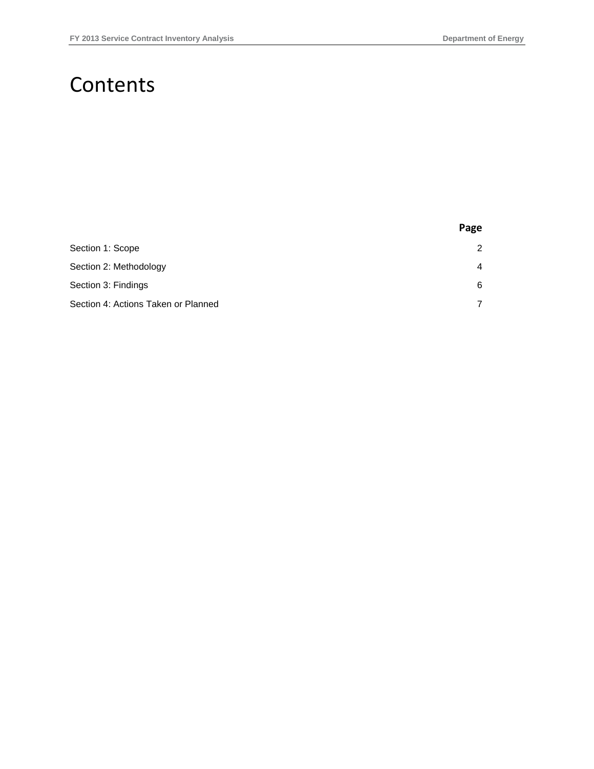# Contents

| | Page |
|---|---|
| Section 1: Scope | 2 |
| Section 2: Methodology | 4 |
| Section 3: Findings | 6 |
| Section 4: Actions Taken or Planned | 7 |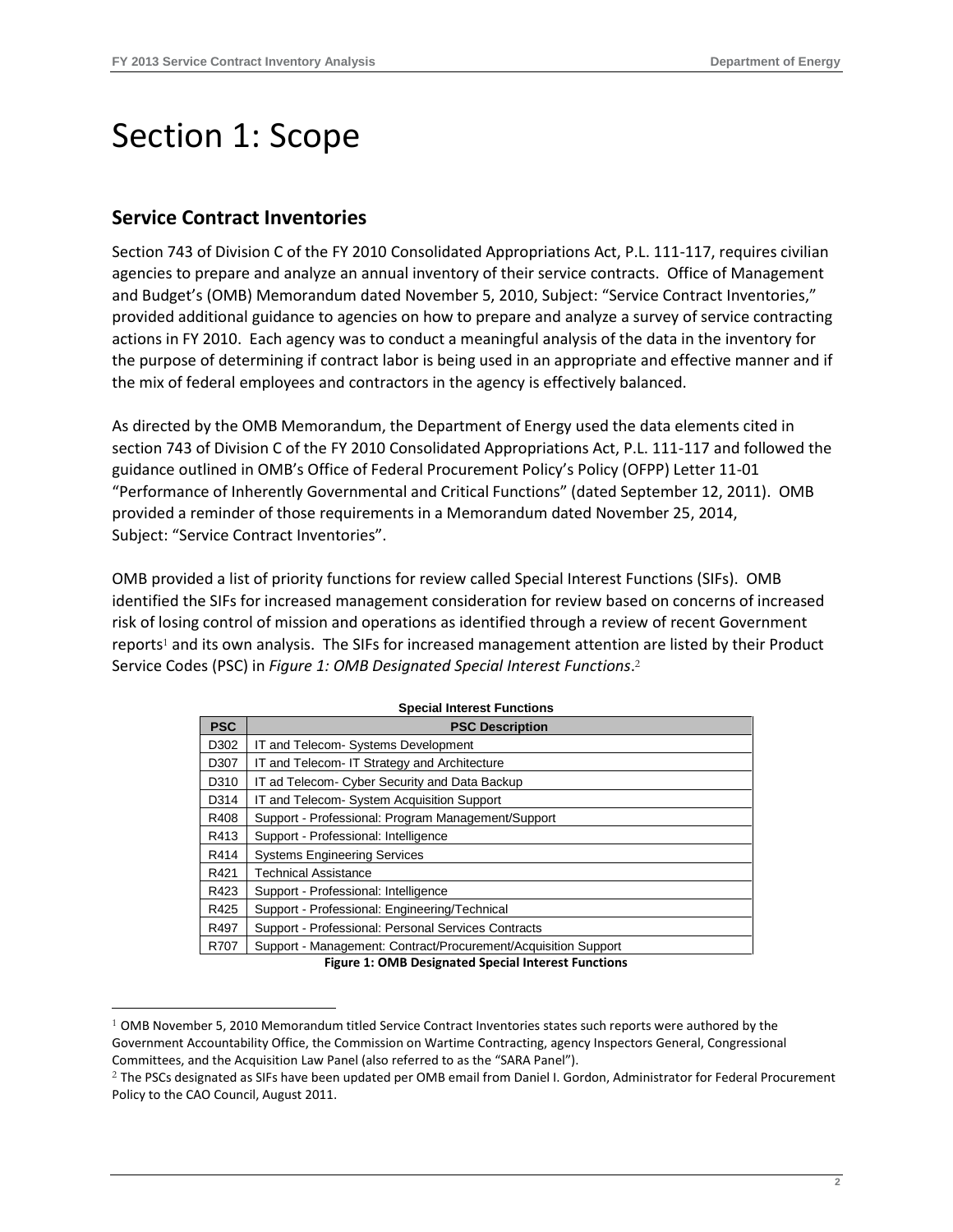# Section 1: Scope

## Service Contract Inventories

Section 743 of Division C of the FY 2010 Consolidated Appropriations Act, P.L. 111-117, requires civilian agencies to prepare and analyze an annual inventory of their service contracts. Office of Management and Budget's (OMB) Memorandum dated November 5, 2010, Subject: "Service Contract Inventories," provided additional guidance to agencies on how to prepare and analyze a survey of service contracting actions in FY 2010. Each agency was to conduct a meaningful analysis of the data in the inventory for the purpose of determining if contract labor is being used in an appropriate and effective manner and if the mix of federal employees and contractors in the agency is effectively balanced.

As directed by the OMB Memorandum, the Department of Energy used the data elements cited in section 743 of Division C of the FY 2010 Consolidated Appropriations Act, P.L. 111-117 and followed the guidance outlined in OMB's Office of Federal Procurement Policy's Policy (OFPP) Letter 11-01 "Performance of Inherently Governmental and Critical Functions" (dated September 12, 2011). OMB provided a reminder of those requirements in a Memorandum dated November 25, 2014, Subject: "Service Contract Inventories".

OMB provided a list of priority functions for review called Special Interest Functions (SIFs). OMB identified the SIFs for increased management consideration for review based on concerns of increased risk of losing control of mission and operations as identified through a review of recent Government reports[1] and its own analysis. The SIFs for increased management attention are listed by their Product Service Codes (PSC) in *Figure 1: OMB Designated Special Interest Functions*.[2]

**Special Interest Functions**

| PSC | PSC Description |
|---|---|
| D302 | IT and Telecom- Systems Development |
| D307 | IT and Telecom- IT Strategy and Architecture |
| D310 | IT ad Telecom- Cyber Security and Data Backup |
| D314 | IT and Telecom- System Acquisition Support |
| R408 | Support - Professional: Program Management/Support |
| R413 | Support - Professional: Intelligence |
| R414 | Systems Engineering Services |
| R421 | Technical Assistance |
| R423 | Support - Professional: Intelligence |
| R425 | Support - Professional: Engineering/Technical |
| R497 | Support - Professional: Personal Services Contracts |
| R707 | Support - Management: Contract/Procurement/Acquisition Support |

**Figure 1: OMB Designated Special Interest Functions**

[1] OMB November 5, 2010 Memorandum titled Service Contract Inventories states such reports were authored by the Government Accountability Office, the Commission on Wartime Contracting, agency Inspectors General, Congressional Committees, and the Acquisition Law Panel (also referred to as the "SARA Panel").

[2] The PSCs designated as SIFs have been updated per OMB email from Daniel I. Gordon, Administrator for Federal Procurement Policy to the CAO Council, August 2011.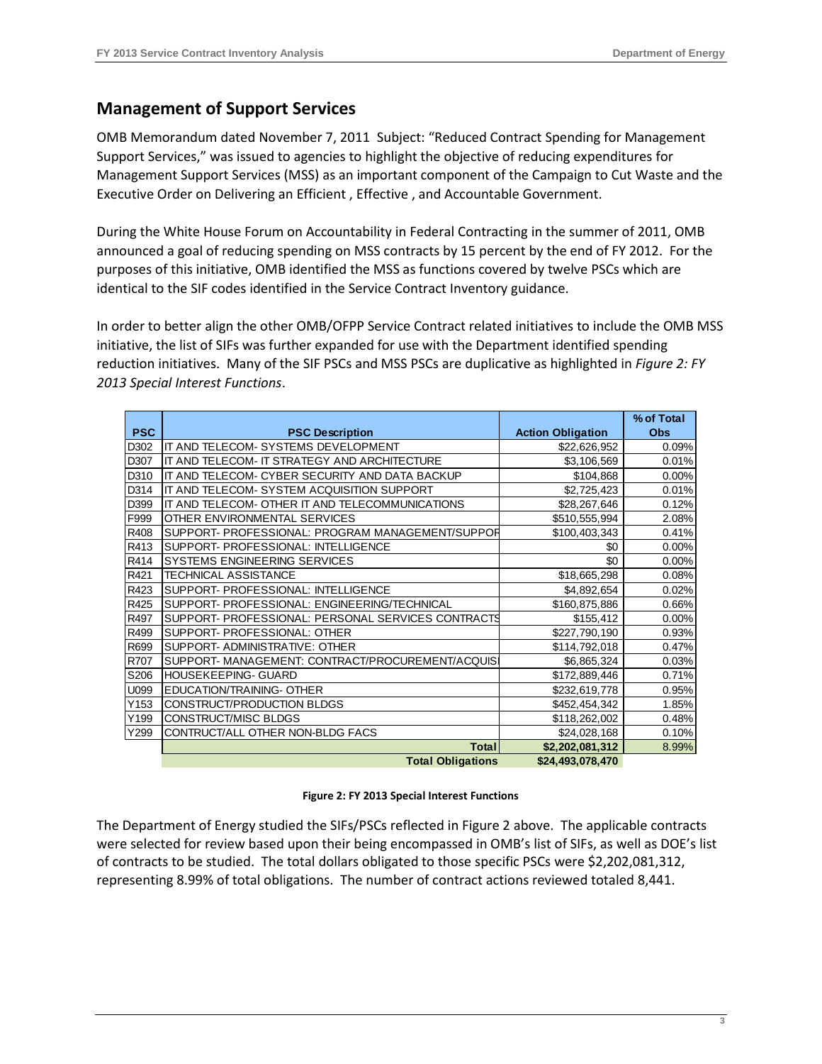## Management of Support Services

OMB Memorandum dated November 7, 2011 Subject: "Reduced Contract Spending for Management Support Services," was issued to agencies to highlight the objective of reducing expenditures for Management Support Services (MSS) as an important component of the Campaign to Cut Waste and the Executive Order on Delivering an Efficient , Effective , and Accountable Government.

During the White House Forum on Accountability in Federal Contracting in the summer of 2011, OMB announced a goal of reducing spending on MSS contracts by 15 percent by the end of FY 2012. For the purposes of this initiative, OMB identified the MSS as functions covered by twelve PSCs which are identical to the SIF codes identified in the Service Contract Inventory guidance.

In order to better align the other OMB/OFPP Service Contract related initiatives to include the OMB MSS initiative, the list of SIFs was further expanded for use with the Department identified spending reduction initiatives. Many of the SIF PSCs and MSS PSCs are duplicative as highlighted in *Figure 2: FY 2013 Special Interest Functions*.

| PSC | PSC Description | Action Obligation | % of Total Obs |
|---|---|---|---|
| D302 | IT AND TELECOM- SYSTEMS DEVELOPMENT | $22,626,952 | 0.09% |
| D307 | IT AND TELECOM- IT STRATEGY AND ARCHITECTURE | $3,106,569 | 0.01% |
| D310 | IT AND TELECOM- CYBER SECURITY AND DATA BACKUP | $104,868 | 0.00% |
| D314 | IT AND TELECOM- SYSTEM ACQUISITION SUPPORT | $2,725,423 | 0.01% |
| D399 | IT AND TELECOM- OTHER IT AND TELECOMMUNICATIONS | $28,267,646 | 0.12% |
| F999 | OTHER ENVIRONMENTAL SERVICES | $510,555,994 | 2.08% |
| R408 | SUPPORT- PROFESSIONAL: PROGRAM MANAGEMENT/SUPPOR | $100,403,343 | 0.41% |
| R413 | SUPPORT- PROFESSIONAL: INTELLIGENCE | $0 | 0.00% |
| R414 | SYSTEMS ENGINEERING SERVICES | $0 | 0.00% |
| R421 | TECHNICAL ASSISTANCE | $18,665,298 | 0.08% |
| R423 | SUPPORT- PROFESSIONAL: INTELLIGENCE | $4,892,654 | 0.02% |
| R425 | SUPPORT- PROFESSIONAL: ENGINEERING/TECHNICAL | $160,875,886 | 0.66% |
| R497 | SUPPORT- PROFESSIONAL: PERSONAL SERVICES CONTRACTS | $155,412 | 0.00% |
| R499 | SUPPORT- PROFESSIONAL: OTHER | $227,790,190 | 0.93% |
| R699 | SUPPORT- ADMINISTRATIVE: OTHER | $114,792,018 | 0.47% |
| R707 | SUPPORT- MANAGEMENT: CONTRACT/PROCUREMENT/ACQUISI | $6,865,324 | 0.03% |
| S206 | HOUSEKEEPING- GUARD | $172,889,446 | 0.71% |
| U099 | EDUCATION/TRAINING- OTHER | $232,619,778 | 0.95% |
| Y153 | CONSTRUCT/PRODUCTION BLDGS | $452,454,342 | 1.85% |
| Y199 | CONSTRUCT/MISC BLDGS | $118,262,002 | 0.48% |
| Y299 | CONTRUCT/ALL OTHER NON-BLDG FACS | $24,028,168 | 0.10% |
| | **Total** | **$2,202,081,312** | 8.99% |
| | **Total Obligations** | **$24,493,078,470** | |

**Figure 2: FY 2013 Special Interest Functions**

The Department of Energy studied the SIFs/PSCs reflected in Figure 2 above. The applicable contracts were selected for review based upon their being encompassed in OMB's list of SIFs, as well as DOE's list of contracts to be studied. The total dollars obligated to those specific PSCs were $2,202,081,312, representing 8.99% of total obligations. The number of contract actions reviewed totaled 8,441.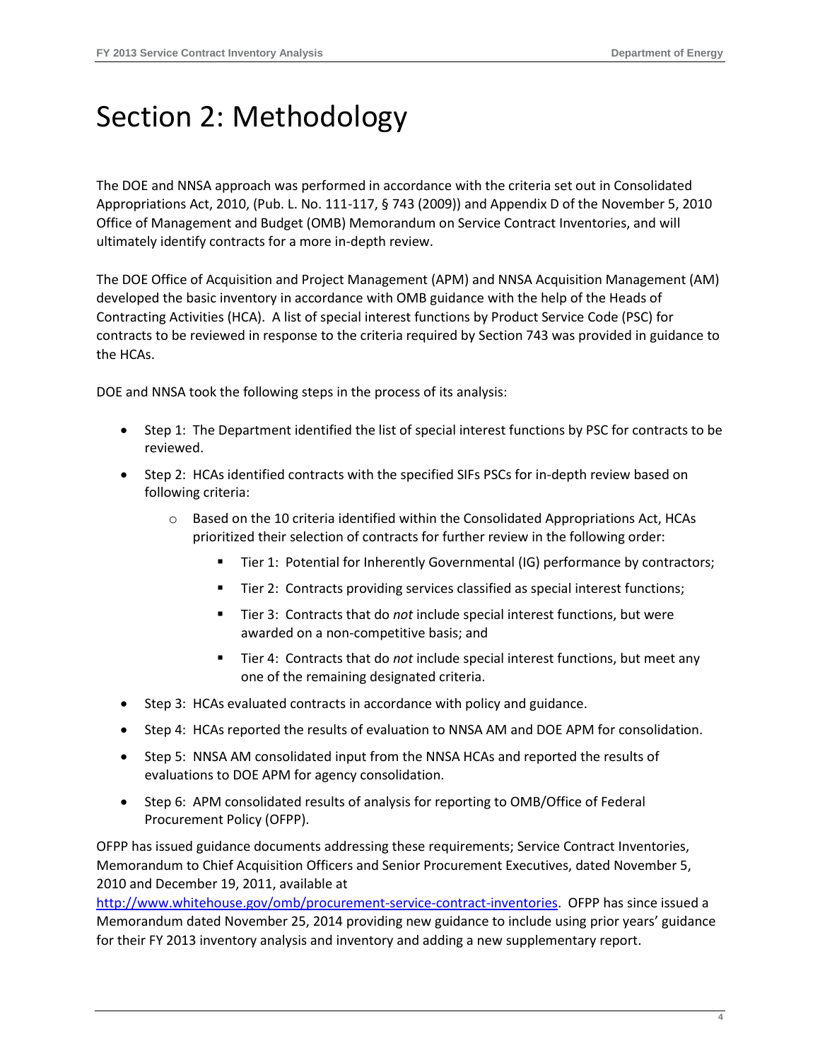# Section 2: Methodology

The DOE and NNSA approach was performed in accordance with the criteria set out in Consolidated Appropriations Act, 2010, (Pub. L. No. 111-117, § 743 (2009)) and Appendix D of the November 5, 2010 Office of Management and Budget (OMB) Memorandum on Service Contract Inventories, and will ultimately identify contracts for a more in-depth review.

The DOE Office of Acquisition and Project Management (APM) and NNSA Acquisition Management (AM) developed the basic inventory in accordance with OMB guidance with the help of the Heads of Contracting Activities (HCA). A list of special interest functions by Product Service Code (PSC) for contracts to be reviewed in response to the criteria required by Section 743 was provided in guidance to the HCAs.

DOE and NNSA took the following steps in the process of its analysis:

- Step 1: The Department identified the list of special interest functions by PSC for contracts to be reviewed.
- Step 2: HCAs identified contracts with the specified SIFs PSCs for in-depth review based on following criteria:
  - Based on the 10 criteria identified within the Consolidated Appropriations Act, HCAs prioritized their selection of contracts for further review in the following order:
    - Tier 1: Potential for Inherently Governmental (IG) performance by contractors;
    - Tier 2: Contracts providing services classified as special interest functions;
    - Tier 3: Contracts that do *not* include special interest functions, but were awarded on a non-competitive basis; and
    - Tier 4: Contracts that do *not* include special interest functions, but meet any one of the remaining designated criteria.
- Step 3: HCAs evaluated contracts in accordance with policy and guidance.
- Step 4: HCAs reported the results of evaluation to NNSA AM and DOE APM for consolidation.
- Step 5: NNSA AM consolidated input from the NNSA HCAs and reported the results of evaluations to DOE APM for agency consolidation.
- Step 6: APM consolidated results of analysis for reporting to OMB/Office of Federal Procurement Policy (OFPP).

OFPP has issued guidance documents addressing these requirements; Service Contract Inventories, Memorandum to Chief Acquisition Officers and Senior Procurement Executives, dated November 5, 2010 and December 19, 2011, available at http://www.whitehouse.gov/omb/procurement-service-contract-inventories. OFPP has since issued a Memorandum dated November 25, 2014 providing new guidance to include using prior years' guidance for their FY 2013 inventory analysis and inventory and adding a new supplementary report.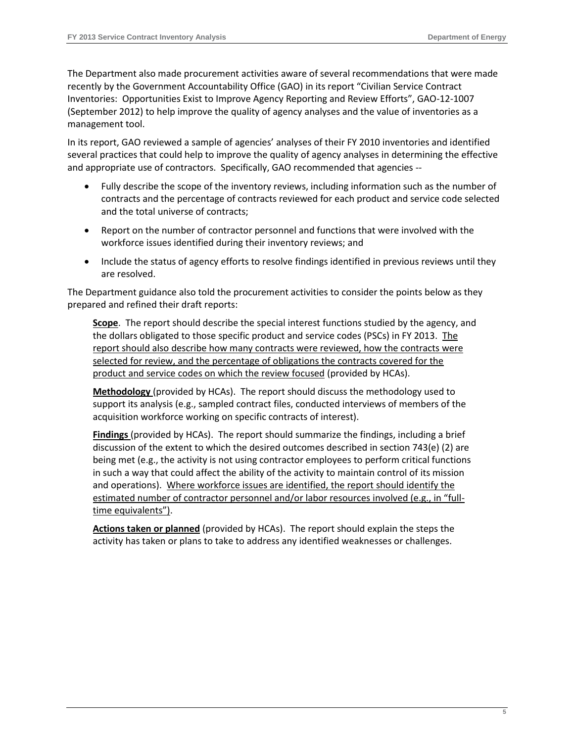The Department also made procurement activities aware of several recommendations that were made recently by the Government Accountability Office (GAO) in its report "Civilian Service Contract Inventories: Opportunities Exist to Improve Agency Reporting and Review Efforts", GAO-12-1007 (September 2012) to help improve the quality of agency analyses and the value of inventories as a management tool.

In its report, GAO reviewed a sample of agencies' analyses of their FY 2010 inventories and identified several practices that could help to improve the quality of agency analyses in determining the effective and appropriate use of contractors. Specifically, GAO recommended that agencies --

- Fully describe the scope of the inventory reviews, including information such as the number of contracts and the percentage of contracts reviewed for each product and service code selected and the total universe of contracts;
- Report on the number of contractor personnel and functions that were involved with the workforce issues identified during their inventory reviews; and
- Include the status of agency efforts to resolve findings identified in previous reviews until they are resolved.

The Department guidance also told the procurement activities to consider the points below as they prepared and refined their draft reports:

> **Scope**. The report should describe the special interest functions studied by the agency, and the dollars obligated to those specific product and service codes (PSCs) in FY 2013. The report should also describe how many contracts were reviewed, how the contracts were selected for review, and the percentage of obligations the contracts covered for the product and service codes on which the review focused (provided by HCAs).
>
> **Methodology** (provided by HCAs). The report should discuss the methodology used to support its analysis (e.g., sampled contract files, conducted interviews of members of the acquisition workforce working on specific contracts of interest).
>
> **Findings** (provided by HCAs). The report should summarize the findings, including a brief discussion of the extent to which the desired outcomes described in section 743(e) (2) are being met (e.g., the activity is not using contractor employees to perform critical functions in such a way that could affect the ability of the activity to maintain control of its mission and operations). Where workforce issues are identified, the report should identify the estimated number of contractor personnel and/or labor resources involved (e.g., in "full-time equivalents").
>
> **Actions taken or planned** (provided by HCAs). The report should explain the steps the activity has taken or plans to take to address any identified weaknesses or challenges.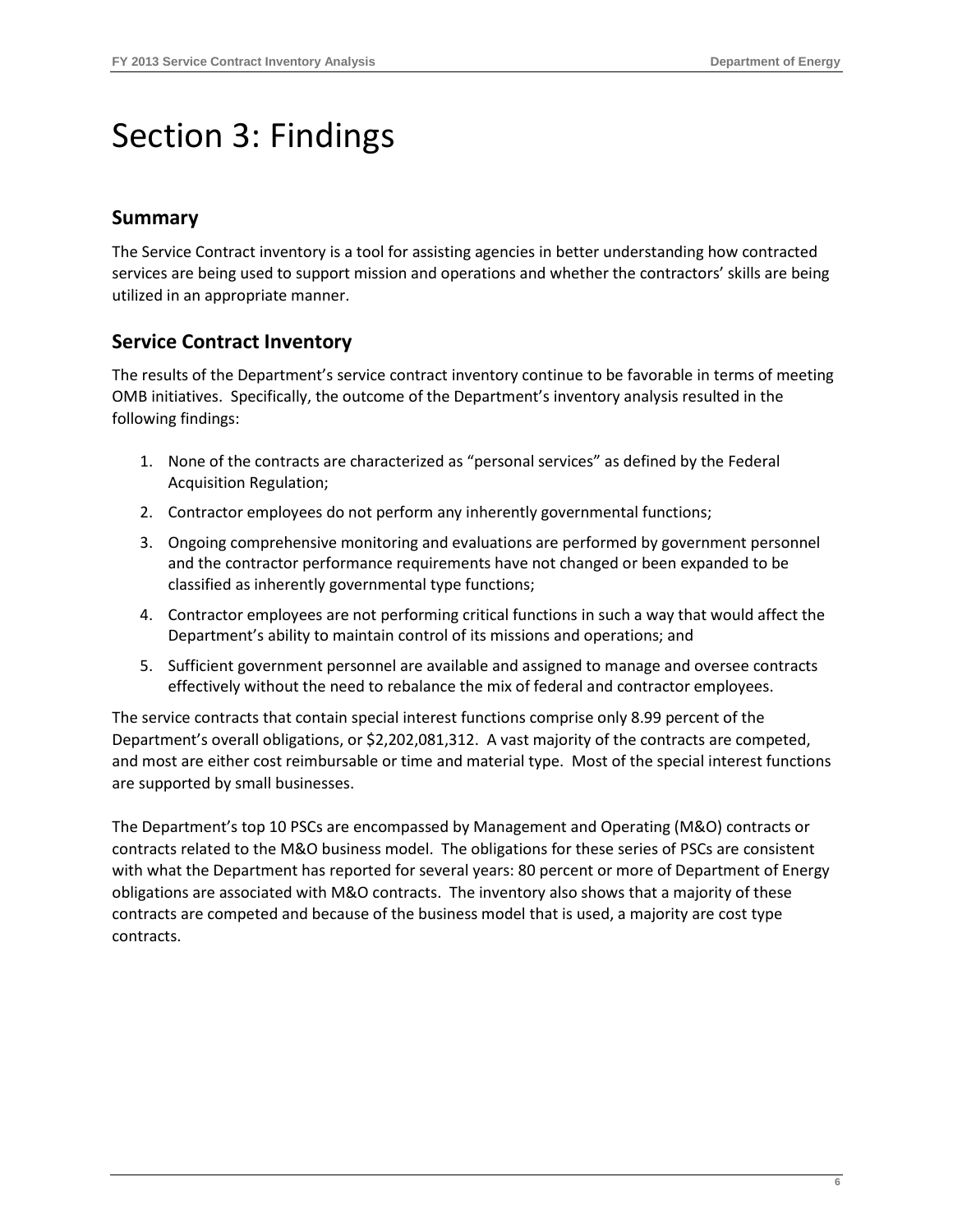# Section 3: Findings

## Summary

The Service Contract inventory is a tool for assisting agencies in better understanding how contracted services are being used to support mission and operations and whether the contractors' skills are being utilized in an appropriate manner.

## Service Contract Inventory

The results of the Department's service contract inventory continue to be favorable in terms of meeting OMB initiatives. Specifically, the outcome of the Department's inventory analysis resulted in the following findings:

1. None of the contracts are characterized as "personal services" as defined by the Federal Acquisition Regulation;
2. Contractor employees do not perform any inherently governmental functions;
3. Ongoing comprehensive monitoring and evaluations are performed by government personnel and the contractor performance requirements have not changed or been expanded to be classified as inherently governmental type functions;
4. Contractor employees are not performing critical functions in such a way that would affect the Department's ability to maintain control of its missions and operations; and
5. Sufficient government personnel are available and assigned to manage and oversee contracts effectively without the need to rebalance the mix of federal and contractor employees.

The service contracts that contain special interest functions comprise only 8.99 percent of the Department's overall obligations, or $2,202,081,312. A vast majority of the contracts are competed, and most are either cost reimbursable or time and material type. Most of the special interest functions are supported by small businesses.

The Department's top 10 PSCs are encompassed by Management and Operating (M&O) contracts or contracts related to the M&O business model. The obligations for these series of PSCs are consistent with what the Department has reported for several years: 80 percent or more of Department of Energy obligations are associated with M&O contracts. The inventory also shows that a majority of these contracts are competed and because of the business model that is used, a majority are cost type contracts.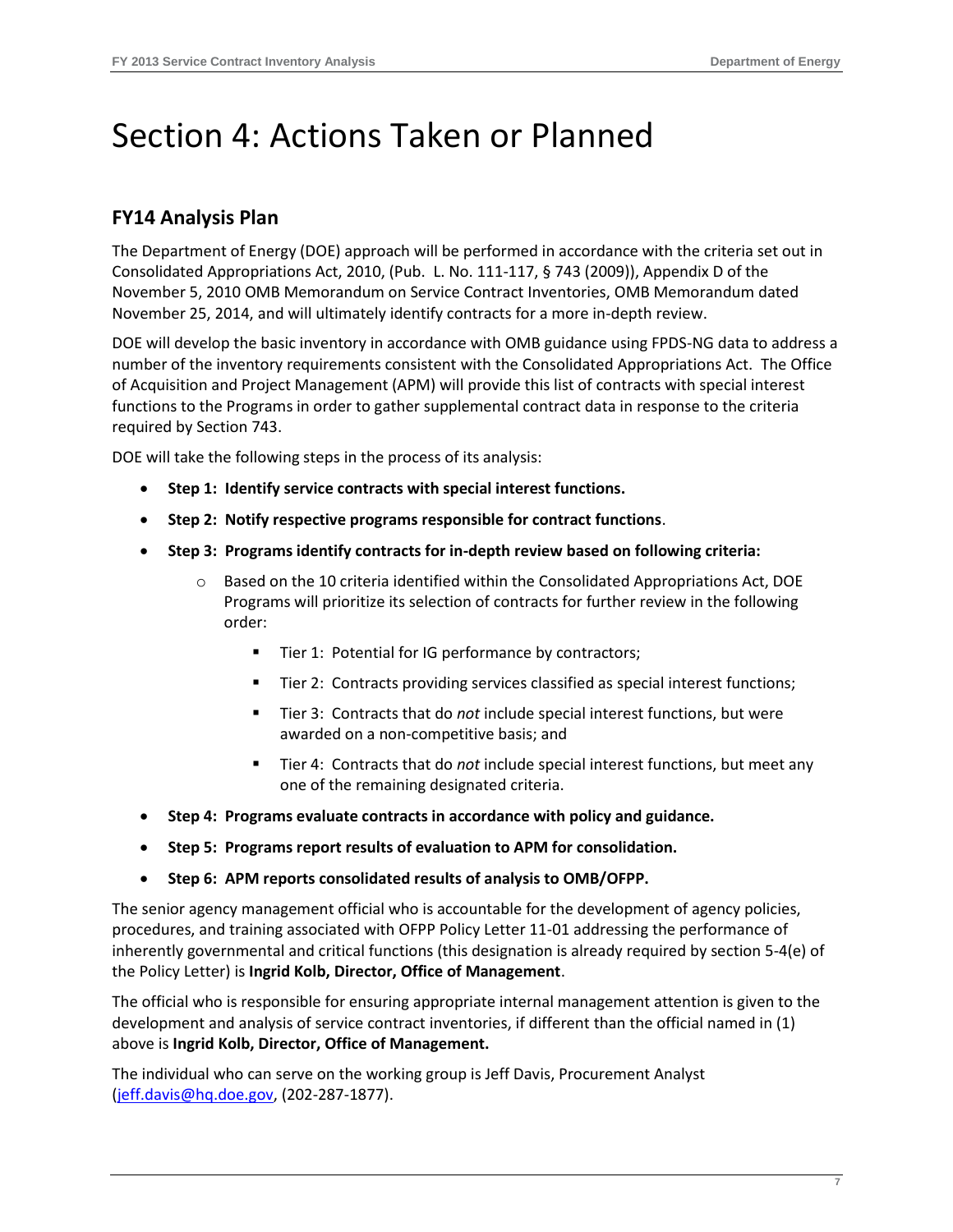# Section 4: Actions Taken or Planned

## FY14 Analysis Plan

The Department of Energy (DOE) approach will be performed in accordance with the criteria set out in Consolidated Appropriations Act, 2010, (Pub. L. No. 111-117, § 743 (2009)), Appendix D of the November 5, 2010 OMB Memorandum on Service Contract Inventories, OMB Memorandum dated November 25, 2014, and will ultimately identify contracts for a more in-depth review.

DOE will develop the basic inventory in accordance with OMB guidance using FPDS-NG data to address a number of the inventory requirements consistent with the Consolidated Appropriations Act. The Office of Acquisition and Project Management (APM) will provide this list of contracts with special interest functions to the Programs in order to gather supplemental contract data in response to the criteria required by Section 743.

DOE will take the following steps in the process of its analysis:

- **Step 1: Identify service contracts with special interest functions.**
- **Step 2: Notify respective programs responsible for contract functions**.
- **Step 3: Programs identify contracts for in-depth review based on following criteria:**
  - Based on the 10 criteria identified within the Consolidated Appropriations Act, DOE Programs will prioritize its selection of contracts for further review in the following order:
    - Tier 1: Potential for IG performance by contractors;
    - Tier 2: Contracts providing services classified as special interest functions;
    - Tier 3: Contracts that do *not* include special interest functions, but were awarded on a non-competitive basis; and
    - Tier 4: Contracts that do *not* include special interest functions, but meet any one of the remaining designated criteria.
- **Step 4: Programs evaluate contracts in accordance with policy and guidance.**
- **Step 5: Programs report results of evaluation to APM for consolidation.**
- **Step 6: APM reports consolidated results of analysis to OMB/OFPP.**

The senior agency management official who is accountable for the development of agency policies, procedures, and training associated with OFPP Policy Letter 11-01 addressing the performance of inherently governmental and critical functions (this designation is already required by section 5-4(e) of the Policy Letter) is **Ingrid Kolb, Director, Office of Management**.

The official who is responsible for ensuring appropriate internal management attention is given to the development and analysis of service contract inventories, if different than the official named in (1) above is **Ingrid Kolb, Director, Office of Management.**

The individual who can serve on the working group is Jeff Davis, Procurement Analyst (jeff.davis@hq.doe.gov, (202-287-1877).